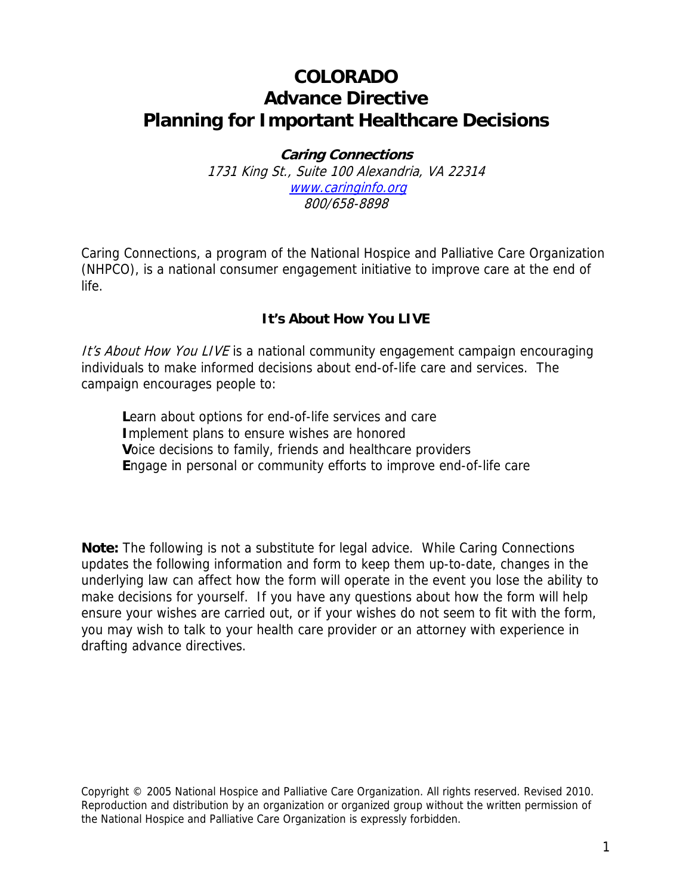# COLORADO
# Advance Directive
# Planning for Important Healthcare Decisions

***Caring Connections***
*1731 King St., Suite 100 Alexandria, VA 22314*
*[www.caringinfo.org](http://www.caringinfo.org)*
*800/658-8898*

Caring Connections, a program of the National Hospice and Palliative Care Organization (NHPCO), is a national consumer engagement initiative to improve care at the end of life.

### It's About How You LIVE

*It's About How You LIVE* is a national community engagement campaign encouraging individuals to make informed decisions about end-of-life care and services. The campaign encourages people to:

**L**earn about options for end-of-life services and care
**I**mplement plans to ensure wishes are honored
**V**oice decisions to family, friends and healthcare providers
**E**ngage in personal or community efforts to improve end-of-life care

**Note:** The following is not a substitute for legal advice. While Caring Connections updates the following information and form to keep them up-to-date, changes in the underlying law can affect how the form will operate in the event you lose the ability to make decisions for yourself. If you have any questions about how the form will help ensure your wishes are carried out, or if your wishes do not seem to fit with the form, you may wish to talk to your health care provider or an attorney with experience in drafting advance directives.

Copyright © 2005 National Hospice and Palliative Care Organization. All rights reserved. Revised 2010. Reproduction and distribution by an organization or organized group without the written permission of the National Hospice and Palliative Care Organization is expressly forbidden.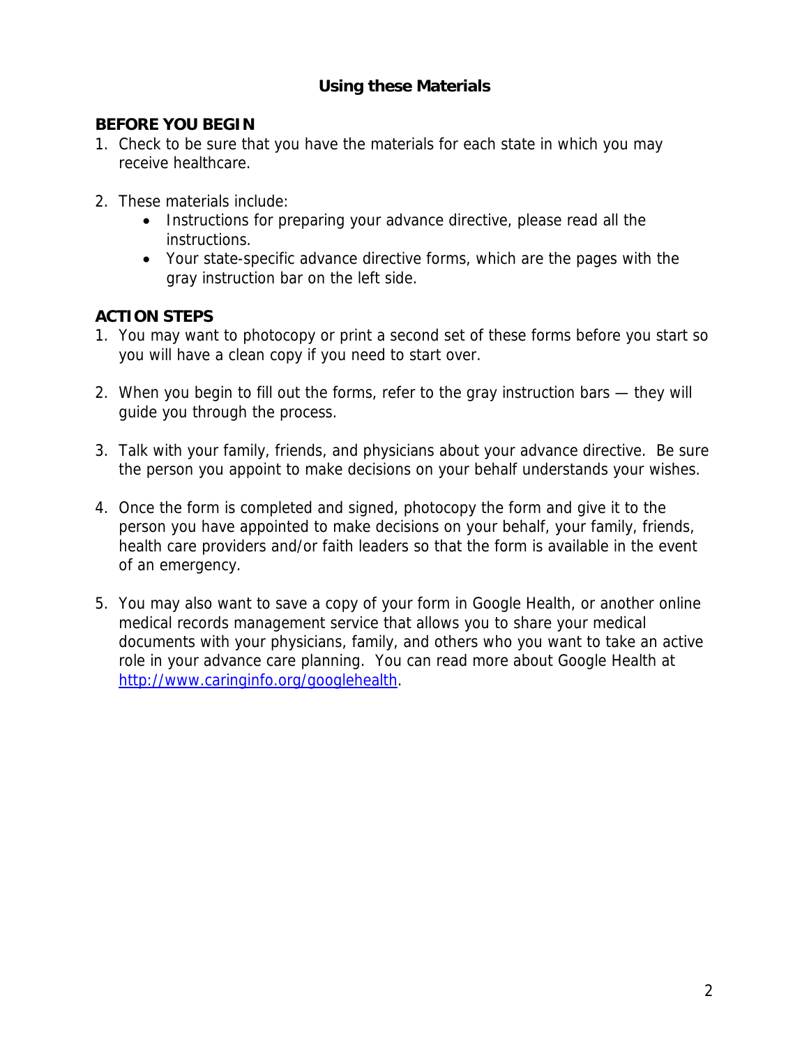## Using these Materials

**BEFORE YOU BEGIN**

1. Check to be sure that you have the materials for each state in which you may receive healthcare.

2. These materials include:
   - Instructions for preparing your advance directive, please read all the instructions.
   - Your state-specific advance directive forms, which are the pages with the gray instruction bar on the left side.

**ACTION STEPS**

1. You may want to photocopy or print a second set of these forms before you start so you will have a clean copy if you need to start over.

2. When you begin to fill out the forms, refer to the gray instruction bars — they will guide you through the process.

3. Talk with your family, friends, and physicians about your advance directive. Be sure the person you appoint to make decisions on your behalf understands your wishes.

4. Once the form is completed and signed, photocopy the form and give it to the person you have appointed to make decisions on your behalf, your family, friends, health care providers and/or faith leaders so that the form is available in the event of an emergency.

5. You may also want to save a copy of your form in Google Health, or another online medical records management service that allows you to share your medical documents with your physicians, family, and others who you want to take an active role in your advance care planning. You can read more about Google Health at http://www.caringinfo.org/googlehealth.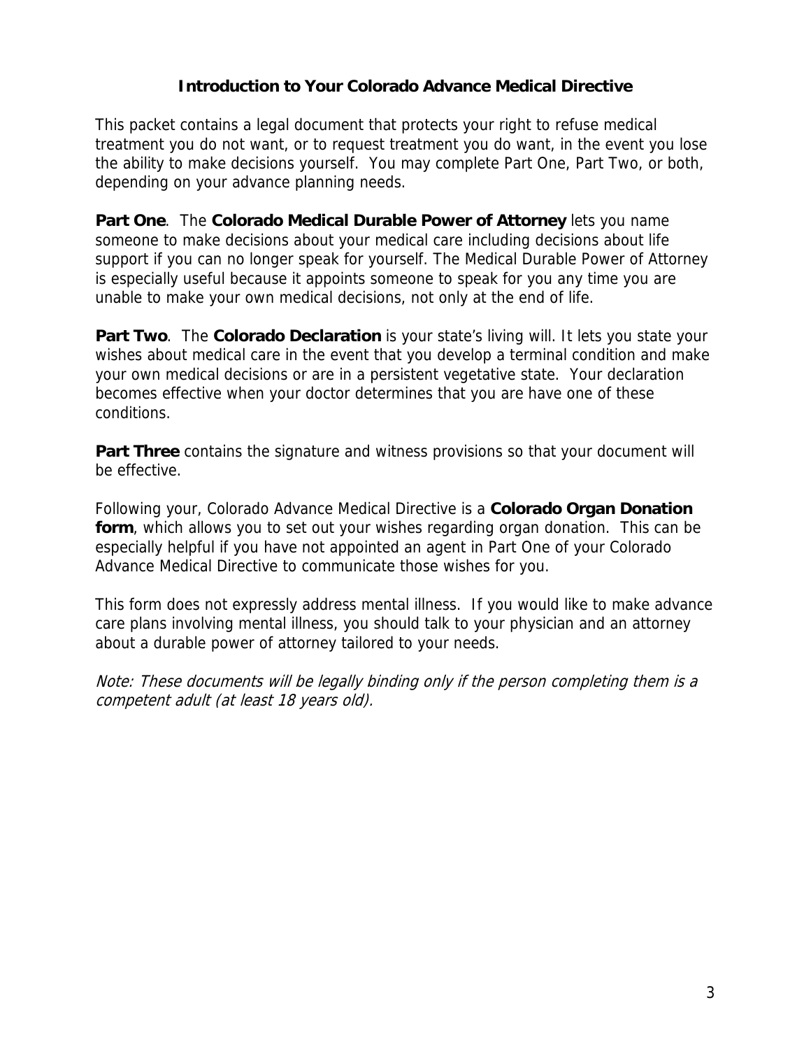## Introduction to Your Colorado Advance Medical Directive

This packet contains a legal document that protects your right to refuse medical treatment you do not want, or to request treatment you do want, in the event you lose the ability to make decisions yourself. You may complete Part One, Part Two, or both, depending on your advance planning needs.

**Part One**. The **Colorado Medical Durable Power of Attorney** lets you name someone to make decisions about your medical care including decisions about life support if you can no longer speak for yourself. The Medical Durable Power of Attorney is especially useful because it appoints someone to speak for you any time you are unable to make your own medical decisions, not only at the end of life.

**Part Two**. The **Colorado Declaration** is your state's living will. It lets you state your wishes about medical care in the event that you develop a terminal condition and make your own medical decisions or are in a persistent vegetative state. Your declaration becomes effective when your doctor determines that you are have one of these conditions.

**Part Three** contains the signature and witness provisions so that your document will be effective.

Following your, Colorado Advance Medical Directive is a **Colorado Organ Donation form**, which allows you to set out your wishes regarding organ donation. This can be especially helpful if you have not appointed an agent in Part One of your Colorado Advance Medical Directive to communicate those wishes for you.

This form does not expressly address mental illness. If you would like to make advance care plans involving mental illness, you should talk to your physician and an attorney about a durable power of attorney tailored to your needs.

*Note: These documents will be legally binding only if the person completing them is a competent adult (at least 18 years old).*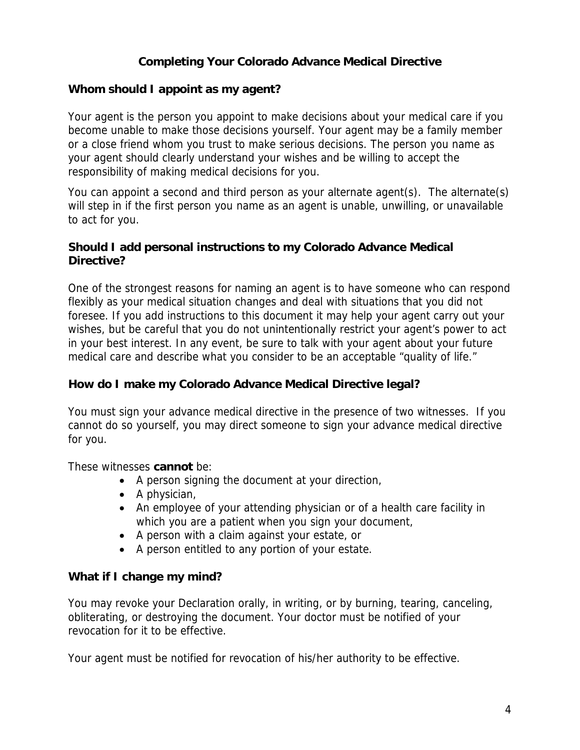# Completing Your Colorado Advance Medical Directive

## Whom should I appoint as my agent?

Your agent is the person you appoint to make decisions about your medical care if you become unable to make those decisions yourself. Your agent may be a family member or a close friend whom you trust to make serious decisions. The person you name as your agent should clearly understand your wishes and be willing to accept the responsibility of making medical decisions for you.

You can appoint a second and third person as your alternate agent(s). The alternate(s) will step in if the first person you name as an agent is unable, unwilling, or unavailable to act for you.

## Should I add personal instructions to my Colorado Advance Medical Directive?

One of the strongest reasons for naming an agent is to have someone who can respond flexibly as your medical situation changes and deal with situations that you did not foresee. If you add instructions to this document it may help your agent carry out your wishes, but be careful that you do not unintentionally restrict your agent's power to act in your best interest. In any event, be sure to talk with your agent about your future medical care and describe what you consider to be an acceptable "quality of life."

## How do I make my Colorado Advance Medical Directive legal?

You must sign your advance medical directive in the presence of two witnesses. If you cannot do so yourself, you may direct someone to sign your advance medical directive for you.

These witnesses **cannot** be:

- A person signing the document at your direction,
- A physician,
- An employee of your attending physician or of a health care facility in which you are a patient when you sign your document,
- A person with a claim against your estate, or
- A person entitled to any portion of your estate.

## What if I change my mind?

You may revoke your Declaration orally, in writing, or by burning, tearing, canceling, obliterating, or destroying the document. Your doctor must be notified of your revocation for it to be effective.

Your agent must be notified for revocation of his/her authority to be effective.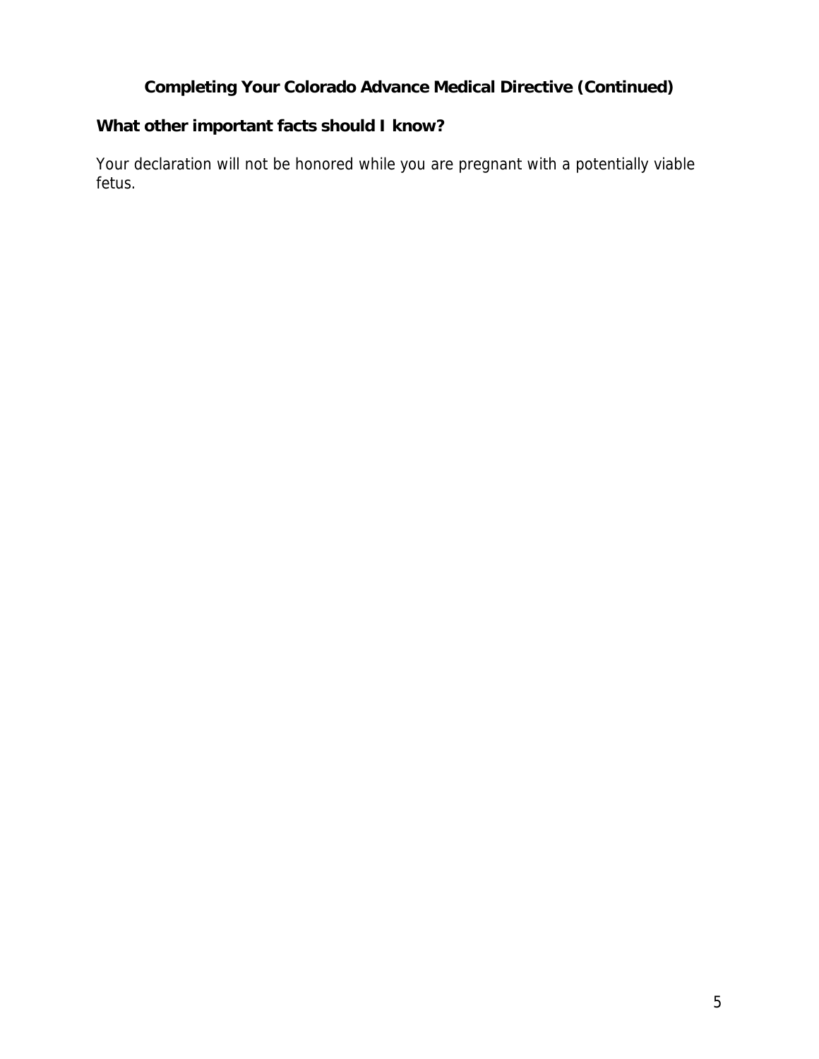## Completing Your Colorado Advance Medical Directive (Continued)

### What other important facts should I know?

Your declaration will not be honored while you are pregnant with a potentially viable fetus.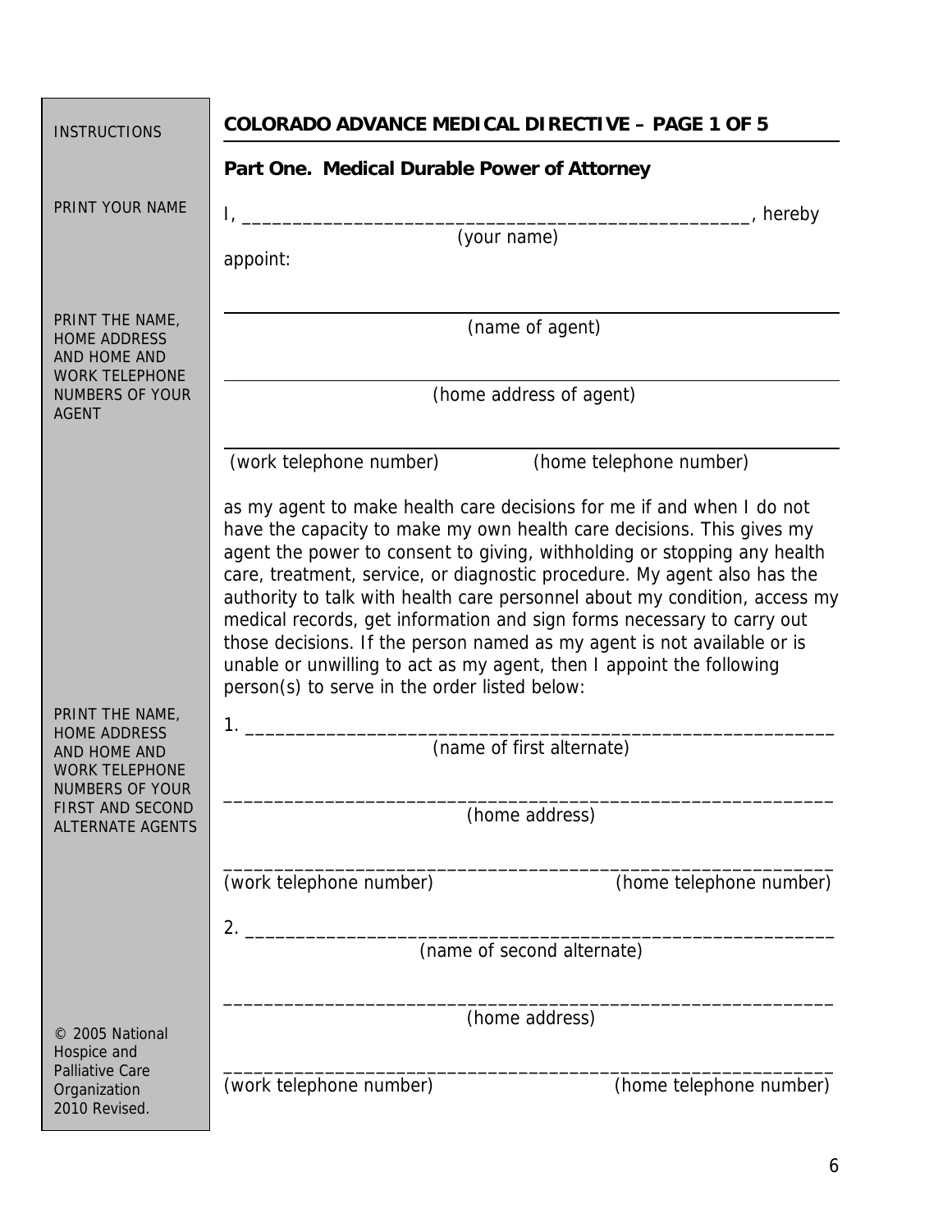INSTRUCTIONS

## COLORADO ADVANCE MEDICAL DIRECTIVE – PAGE 1 OF 5

### Part One. Medical Durable Power of Attorney

PRINT YOUR NAME

I, ___________________________________________________, hereby
(your name)

appoint:

PRINT THE NAME, HOME ADDRESS AND HOME AND WORK TELEPHONE NUMBERS OF YOUR AGENT

___________________________________________________
(name of agent)

___________________________________________________
(home address of agent)

___________________________________________________
(work telephone number) (home telephone number)

as my agent to make health care decisions for me if and when I do not have the capacity to make my own health care decisions. This gives my agent the power to consent to giving, withholding or stopping any health care, treatment, service, or diagnostic procedure. My agent also has the authority to talk with health care personnel about my condition, access my medical records, get information and sign forms necessary to carry out those decisions. If the person named as my agent is not available or is unable or unwilling to act as my agent, then I appoint the following person(s) to serve in the order listed below:

PRINT THE NAME, HOME ADDRESS AND HOME AND WORK TELEPHONE NUMBERS OF YOUR FIRST AND SECOND ALTERNATE AGENTS

1. ___________________________________________________
(name of first alternate)

___________________________________________________
(home address)

___________________________________________________
(work telephone number) (home telephone number)

2. ___________________________________________________
(name of second alternate)

___________________________________________________
(home address)

___________________________________________________
(work telephone number) (home telephone number)

© 2005 National Hospice and Palliative Care Organization 2010 Revised.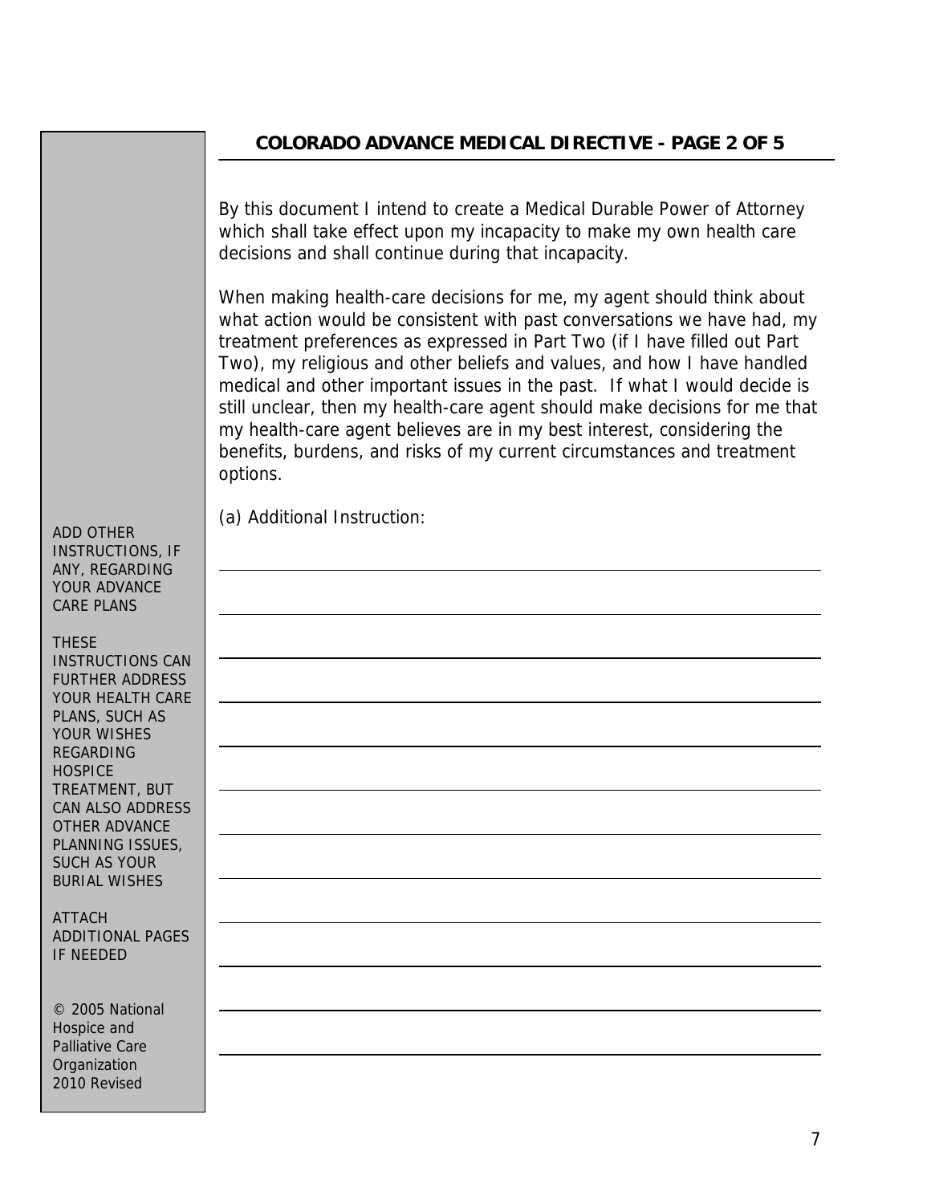## COLORADO ADVANCE MEDICAL DIRECTIVE - PAGE 2 OF 5

By this document I intend to create a Medical Durable Power of Attorney which shall take effect upon my incapacity to make my own health care decisions and shall continue during that incapacity.

When making health-care decisions for me, my agent should think about what action would be consistent with past conversations we have had, my treatment preferences as expressed in Part Two (if I have filled out Part Two), my religious and other beliefs and values, and how I have handled medical and other important issues in the past. If what I would decide is still unclear, then my health-care agent should make decisions for me that my health-care agent believes are in my best interest, considering the benefits, burdens, and risks of my current circumstances and treatment options.

(a) Additional Instruction:

\_\_\_\_\_\_\_\_\_\_\_\_\_\_\_\_\_\_\_\_\_\_\_\_\_\_\_\_\_\_\_\_\_\_\_\_\_\_\_\_\_\_\_\_\_\_\_\_\_\_\_\_\_\_\_\_\_\_\_\_

\_\_\_\_\_\_\_\_\_\_\_\_\_\_\_\_\_\_\_\_\_\_\_\_\_\_\_\_\_\_\_\_\_\_\_\_\_\_\_\_\_\_\_\_\_\_\_\_\_\_\_\_\_\_\_\_\_\_\_\_

\_\_\_\_\_\_\_\_\_\_\_\_\_\_\_\_\_\_\_\_\_\_\_\_\_\_\_\_\_\_\_\_\_\_\_\_\_\_\_\_\_\_\_\_\_\_\_\_\_\_\_\_\_\_\_\_\_\_\_\_

\_\_\_\_\_\_\_\_\_\_\_\_\_\_\_\_\_\_\_\_\_\_\_\_\_\_\_\_\_\_\_\_\_\_\_\_\_\_\_\_\_\_\_\_\_\_\_\_\_\_\_\_\_\_\_\_\_\_\_\_

\_\_\_\_\_\_\_\_\_\_\_\_\_\_\_\_\_\_\_\_\_\_\_\_\_\_\_\_\_\_\_\_\_\_\_\_\_\_\_\_\_\_\_\_\_\_\_\_\_\_\_\_\_\_\_\_\_\_\_\_

\_\_\_\_\_\_\_\_\_\_\_\_\_\_\_\_\_\_\_\_\_\_\_\_\_\_\_\_\_\_\_\_\_\_\_\_\_\_\_\_\_\_\_\_\_\_\_\_\_\_\_\_\_\_\_\_\_\_\_\_

\_\_\_\_\_\_\_\_\_\_\_\_\_\_\_\_\_\_\_\_\_\_\_\_\_\_\_\_\_\_\_\_\_\_\_\_\_\_\_\_\_\_\_\_\_\_\_\_\_\_\_\_\_\_\_\_\_\_\_\_

\_\_\_\_\_\_\_\_\_\_\_\_\_\_\_\_\_\_\_\_\_\_\_\_\_\_\_\_\_\_\_\_\_\_\_\_\_\_\_\_\_\_\_\_\_\_\_\_\_\_\_\_\_\_\_\_\_\_\_\_

\_\_\_\_\_\_\_\_\_\_\_\_\_\_\_\_\_\_\_\_\_\_\_\_\_\_\_\_\_\_\_\_\_\_\_\_\_\_\_\_\_\_\_\_\_\_\_\_\_\_\_\_\_\_\_\_\_\_\_\_

\_\_\_\_\_\_\_\_\_\_\_\_\_\_\_\_\_\_\_\_\_\_\_\_\_\_\_\_\_\_\_\_\_\_\_\_\_\_\_\_\_\_\_\_\_\_\_\_\_\_\_\_\_\_\_\_\_\_\_\_

\_\_\_\_\_\_\_\_\_\_\_\_\_\_\_\_\_\_\_\_\_\_\_\_\_\_\_\_\_\_\_\_\_\_\_\_\_\_\_\_\_\_\_\_\_\_\_\_\_\_\_\_\_\_\_\_\_\_\_\_

\_\_\_\_\_\_\_\_\_\_\_\_\_\_\_\_\_\_\_\_\_\_\_\_\_\_\_\_\_\_\_\_\_\_\_\_\_\_\_\_\_\_\_\_\_\_\_\_\_\_\_\_\_\_\_\_\_\_\_\_

ADD OTHER INSTRUCTIONS, IF ANY, REGARDING YOUR ADVANCE CARE PLANS

THESE INSTRUCTIONS CAN FURTHER ADDRESS YOUR HEALTH CARE PLANS, SUCH AS YOUR WISHES REGARDING HOSPICE TREATMENT, BUT CAN ALSO ADDRESS OTHER ADVANCE PLANNING ISSUES, SUCH AS YOUR BURIAL WISHES

ATTACH ADDITIONAL PAGES IF NEEDED

© 2005 National Hospice and Palliative Care Organization
2010 Revised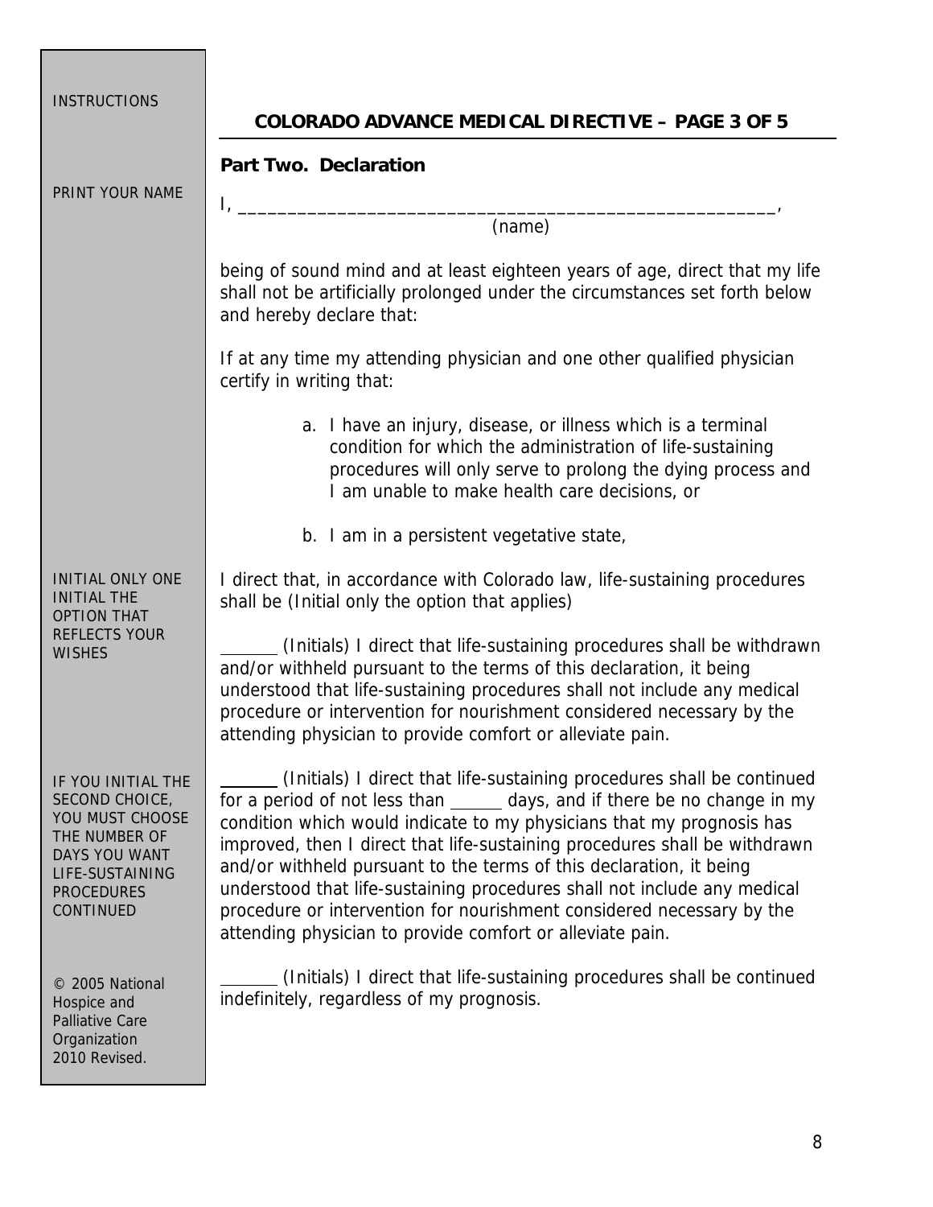INSTRUCTIONS

## COLORADO ADVANCE MEDICAL DIRECTIVE – PAGE 3 OF 5

### Part Two. Declaration

PRINT YOUR NAME

I, ______________________________________________________,
(name)

being of sound mind and at least eighteen years of age, direct that my life shall not be artificially prolonged under the circumstances set forth below and hereby declare that:

If at any time my attending physician and one other qualified physician certify in writing that:

a. I have an injury, disease, or illness which is a terminal condition for which the administration of life-sustaining procedures will only serve to prolong the dying process and I am unable to make health care decisions, or

b. I am in a persistent vegetative state,

INITIAL ONLY ONE INITIAL THE OPTION THAT REFLECTS YOUR WISHES

I direct that, in accordance with Colorado law, life-sustaining procedures shall be (Initial only the option that applies)

______ (Initials) I direct that life-sustaining procedures shall be withdrawn and/or withheld pursuant to the terms of this declaration, it being understood that life-sustaining procedures shall not include any medical procedure or intervention for nourishment considered necessary by the attending physician to provide comfort or alleviate pain.

IF YOU INITIAL THE SECOND CHOICE, YOU MUST CHOOSE THE NUMBER OF DAYS YOU WANT LIFE-SUSTAINING PROCEDURES CONTINUED

______ (Initials) I direct that life-sustaining procedures shall be continued for a period of not less than ______ days, and if there be no change in my condition which would indicate to my physicians that my prognosis has improved, then I direct that life-sustaining procedures shall be withdrawn and/or withheld pursuant to the terms of this declaration, it being understood that life-sustaining procedures shall not include any medical procedure or intervention for nourishment considered necessary by the attending physician to provide comfort or alleviate pain.

______ (Initials) I direct that life-sustaining procedures shall be continued indefinitely, regardless of my prognosis.

© 2005 National Hospice and Palliative Care Organization 2010 Revised.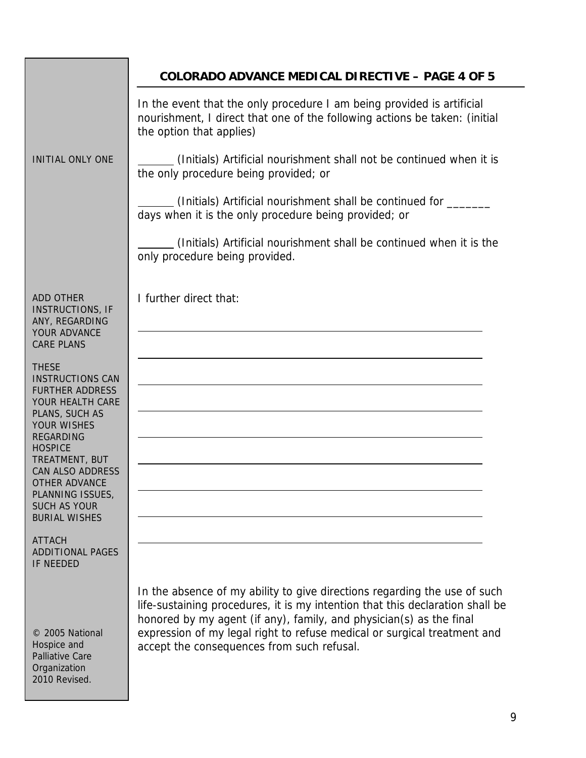## COLORADO ADVANCE MEDICAL DIRECTIVE – PAGE 4 OF 5

In the event that the only procedure I am being provided is artificial nourishment, I direct that one of the following actions be taken: (initial the option that applies)

INITIAL ONLY ONE

______ (Initials) Artificial nourishment shall not be continued when it is the only procedure being provided; or

______ (Initials) Artificial nourishment shall be continued for _______ days when it is the only procedure being provided; or

______ (Initials) Artificial nourishment shall be continued when it is the only procedure being provided.

ADD OTHER INSTRUCTIONS, IF ANY, REGARDING YOUR ADVANCE CARE PLANS

THESE INSTRUCTIONS CAN FURTHER ADDRESS YOUR HEALTH CARE PLANS, SUCH AS YOUR WISHES REGARDING HOSPICE TREATMENT, BUT CAN ALSO ADDRESS OTHER ADVANCE PLANNING ISSUES, SUCH AS YOUR BURIAL WISHES

ATTACH ADDITIONAL PAGES IF NEEDED

I further direct that:

________________________________________________________________

________________________________________________________________

________________________________________________________________

________________________________________________________________

________________________________________________________________

________________________________________________________________

________________________________________________________________

________________________________________________________________

________________________________________________________________

In the absence of my ability to give directions regarding the use of such life-sustaining procedures, it is my intention that this declaration shall be honored by my agent (if any), family, and physician(s) as the final expression of my legal right to refuse medical or surgical treatment and accept the consequences from such refusal.

© 2005 National Hospice and Palliative Care Organization 2010 Revised.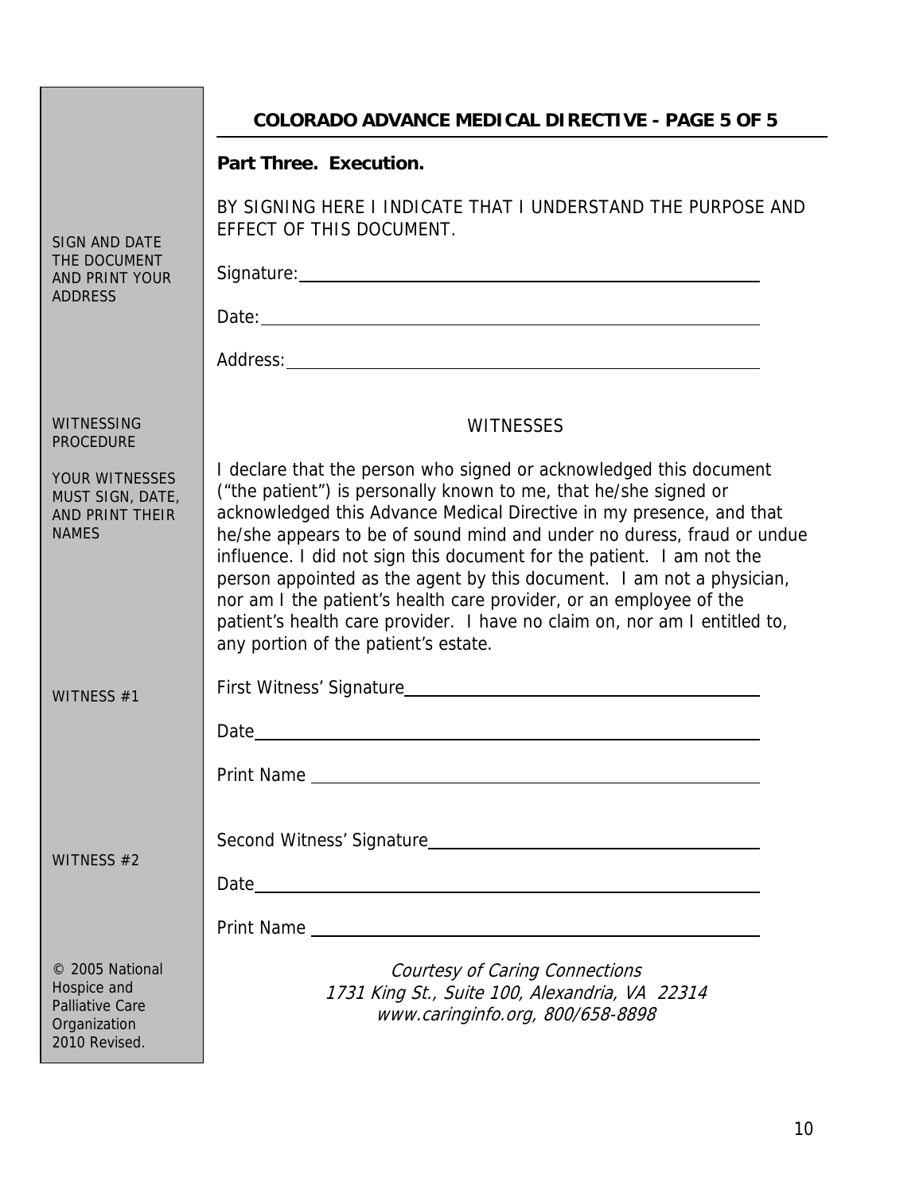## COLORADO ADVANCE MEDICAL DIRECTIVE - PAGE 5 OF 5

### Part Three. Execution.

SIGN AND DATE THE DOCUMENT AND PRINT YOUR ADDRESS

BY SIGNING HERE I INDICATE THAT I UNDERSTAND THE PURPOSE AND EFFECT OF THIS DOCUMENT.

Signature: ____________________________________________

Date: ____________________________________________

Address: ____________________________________________

WITNESSING PROCEDURE

YOUR WITNESSES MUST SIGN, DATE, AND PRINT THEIR NAMES

WITNESSES

I declare that the person who signed or acknowledged this document ("the patient") is personally known to me, that he/she signed or acknowledged this Advance Medical Directive in my presence, and that he/she appears to be of sound mind and under no duress, fraud or undue influence. I did not sign this document for the patient. I am not the person appointed as the agent by this document. I am not a physician, nor am I the patient's health care provider, or an employee of the patient's health care provider. I have no claim on, nor am I entitled to, any portion of the patient's estate.

WITNESS #1

First Witness' Signature ____________________________________________

Date ____________________________________________

Print Name ____________________________________________

WITNESS #2

Second Witness' Signature ____________________________________________

Date ____________________________________________

Print Name ____________________________________________

© 2005 National Hospice and Palliative Care Organization 2010 Revised.

*Courtesy of Caring Connections*
*1731 King St., Suite 100, Alexandria, VA 22314*
*www.caringinfo.org, 800/658-8898*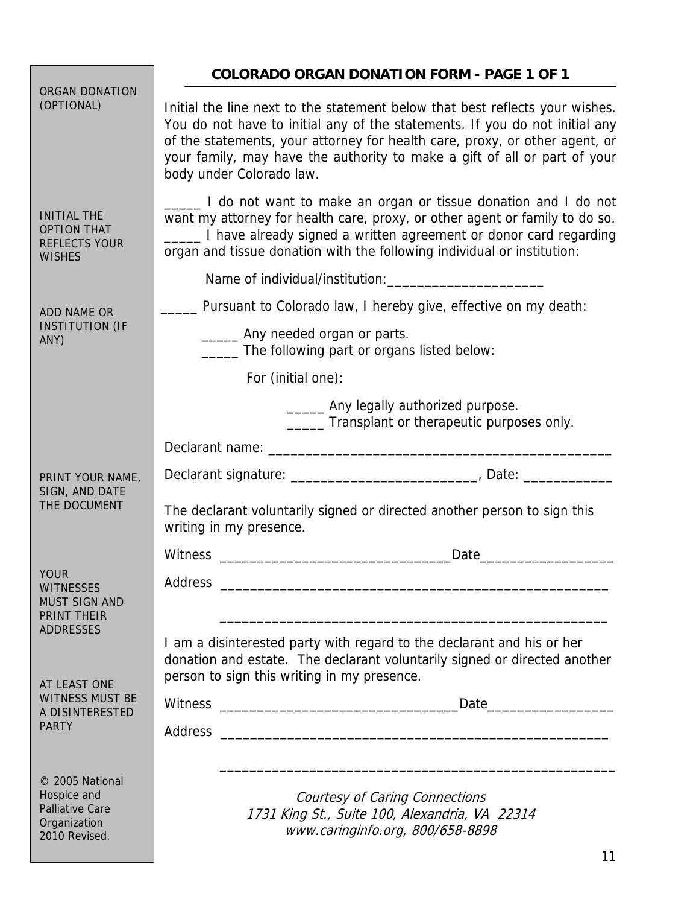## COLORADO ORGAN DONATION FORM - PAGE 1 OF 1

ORGAN DONATION (OPTIONAL)

Initial the line next to the statement below that best reflects your wishes. You do not have to initial any of the statements. If you do not initial any of the statements, your attorney for health care, proxy, or other agent, or your family, may have the authority to make a gift of all or part of your body under Colorado law.

INITIAL THE OPTION THAT REFLECTS YOUR WISHES

_____ I do not want to make an organ or tissue donation and I do not want my attorney for health care, proxy, or other agent or family to do so.

_____ I have already signed a written agreement or donor card regarding organ and tissue donation with the following individual or institution:

ADD NAME OR INSTITUTION (IF ANY)

Name of individual/institution:_____________________

_____ Pursuant to Colorado law, I hereby give, effective on my death:

_____ Any needed organ or parts.

_____ The following part or organs listed below:

For (initial one):

_____ Any legally authorized purpose.

_____ Transplant or therapeutic purposes only.

PRINT YOUR NAME, SIGN, AND DATE THE DOCUMENT

Declarant name: _______________________________________________

Declarant signature: _________________________, Date: ____________

The declarant voluntarily signed or directed another person to sign this writing in my presence.

YOUR WITNESSES MUST SIGN AND PRINT THEIR ADDRESSES

Witness ______________________________Date_________________

Address ____________________________________________________

____________________________________________________

I am a disinterested party with regard to the declarant and his or her donation and estate. The declarant voluntarily signed or directed another person to sign this writing in my presence.

AT LEAST ONE WITNESS MUST BE A DISINTERESTED PARTY

Witness _______________________________Date________________

Address ____________________________________________________

____________________________________________________

© 2005 National Hospice and Palliative Care Organization 2010 Revised.

*Courtesy of Caring Connections*
*1731 King St., Suite 100, Alexandria, VA 22314*
*www.caringinfo.org, 800/658-8898*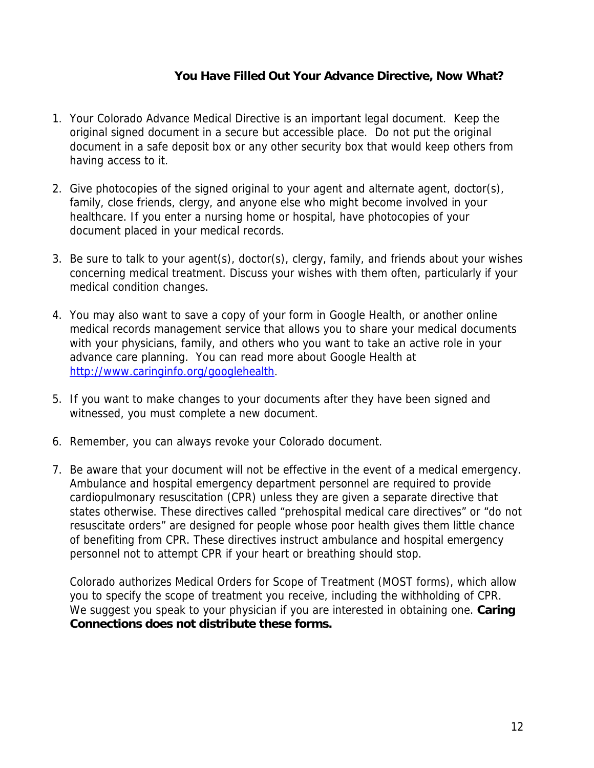### You Have Filled Out Your Advance Directive, Now What?

1. Your Colorado Advance Medical Directive is an important legal document. Keep the original signed document in a secure but accessible place. Do not put the original document in a safe deposit box or any other security box that would keep others from having access to it.

2. Give photocopies of the signed original to your agent and alternate agent, doctor(s), family, close friends, clergy, and anyone else who might become involved in your healthcare. If you enter a nursing home or hospital, have photocopies of your document placed in your medical records.

3. Be sure to talk to your agent(s), doctor(s), clergy, family, and friends about your wishes concerning medical treatment. Discuss your wishes with them often, particularly if your medical condition changes.

4. You may also want to save a copy of your form in Google Health, or another online medical records management service that allows you to share your medical documents with your physicians, family, and others who you want to take an active role in your advance care planning. You can read more about Google Health at http://www.caringinfo.org/googlehealth.

5. If you want to make changes to your documents after they have been signed and witnessed, you must complete a new document.

6. Remember, you can always revoke your Colorado document.

7. Be aware that your document will not be effective in the event of a medical emergency. Ambulance and hospital emergency department personnel are required to provide cardiopulmonary resuscitation (CPR) unless they are given a separate directive that states otherwise. These directives called "prehospital medical care directives" or "do not resuscitate orders" are designed for people whose poor health gives them little chance of benefiting from CPR. These directives instruct ambulance and hospital emergency personnel not to attempt CPR if your heart or breathing should stop.

   Colorado authorizes Medical Orders for Scope of Treatment (MOST forms), which allow you to specify the scope of treatment you receive, including the withholding of CPR. We suggest you speak to your physician if you are interested in obtaining one. **Caring Connections does not distribute these forms.**